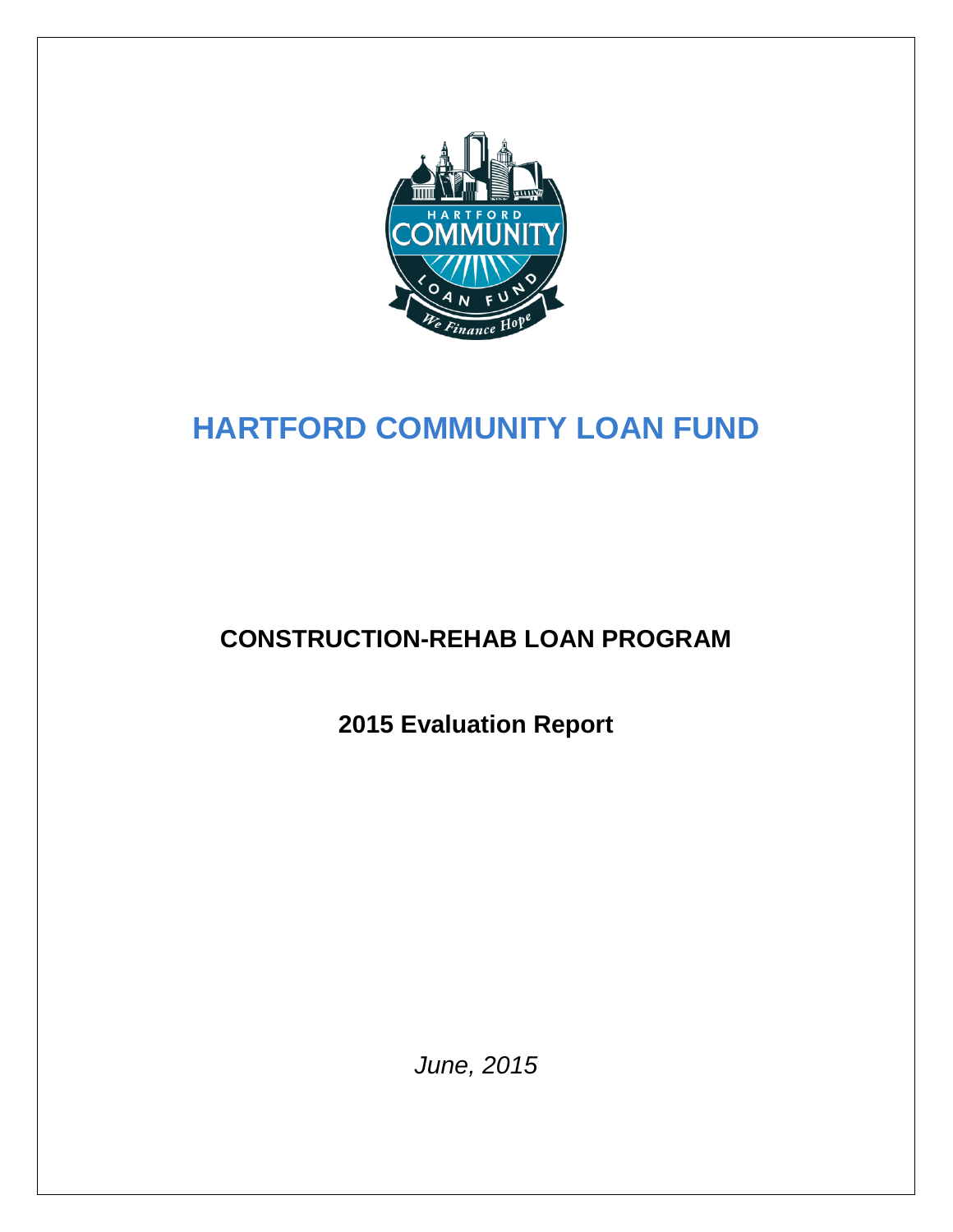# HARTFORD COMMUNITY LOAN FUND

## CONSTRUCTION-REHAB LOAN PROGRAM

### 2015 Evaluation Report

*June, 2015*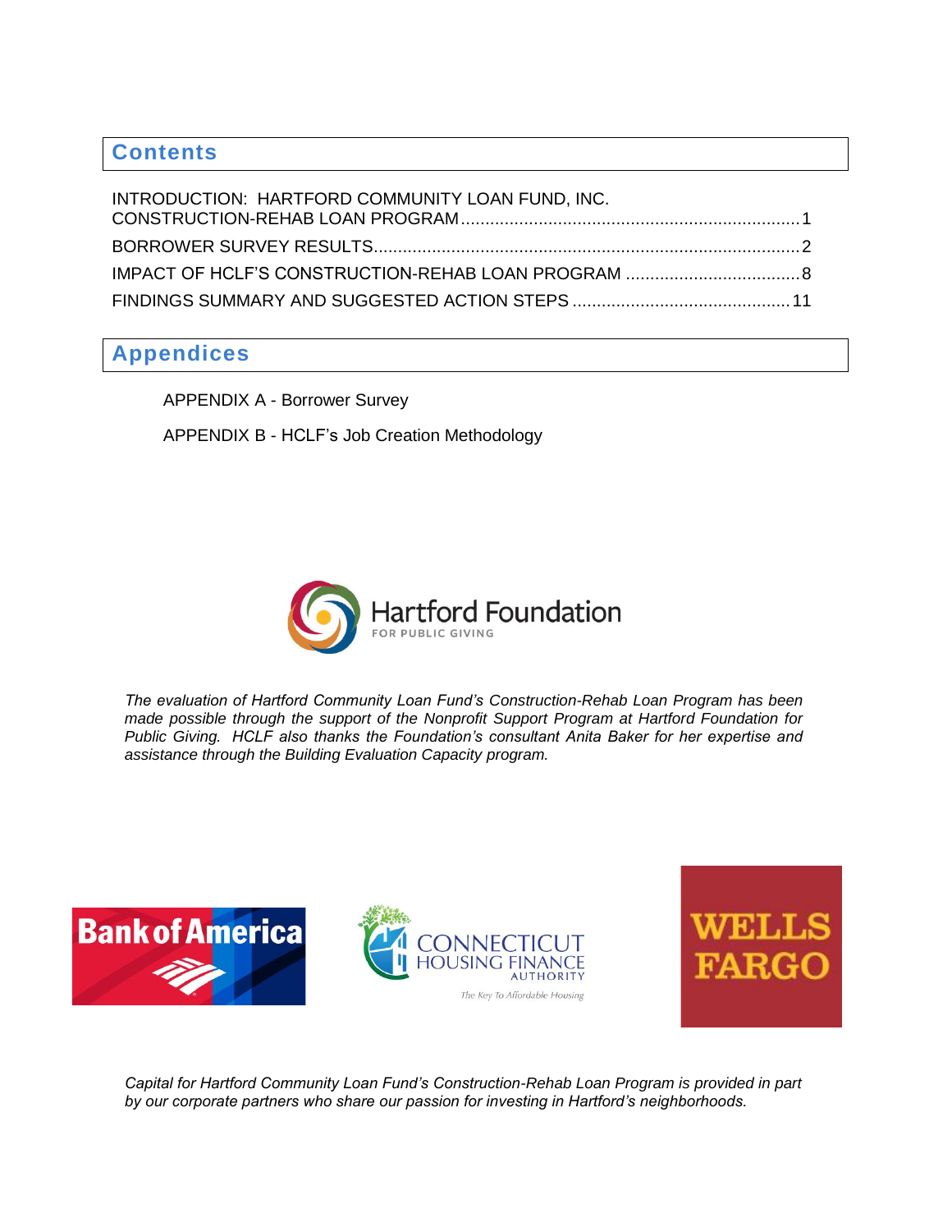## Contents

INTRODUCTION: HARTFORD COMMUNITY LOAN FUND, INC. CONSTRUCTION-REHAB LOAN PROGRAM ..... 1

BORROWER SURVEY RESULTS ..... 2

IMPACT OF HCLF'S CONSTRUCTION-REHAB LOAN PROGRAM ..... 8

FINDINGS SUMMARY AND SUGGESTED ACTION STEPS ..... 11

## Appendices

APPENDIX A - Borrower Survey

APPENDIX B - HCLF's Job Creation Methodology

Hartford Foundation FOR PUBLIC GIVING

*The evaluation of Hartford Community Loan Fund's Construction-Rehab Loan Program has been made possible through the support of the Nonprofit Support Program at Hartford Foundation for Public Giving. HCLF also thanks the Foundation's consultant Anita Baker for her expertise and assistance through the Building Evaluation Capacity program.*

Bank of America

CONNECTICUT HOUSING FINANCE AUTHORITY — The Key To Affordable Housing

WELLS FARGO

*Capital for Hartford Community Loan Fund's Construction-Rehab Loan Program is provided in part by our corporate partners who share our passion for investing in Hartford's neighborhoods.*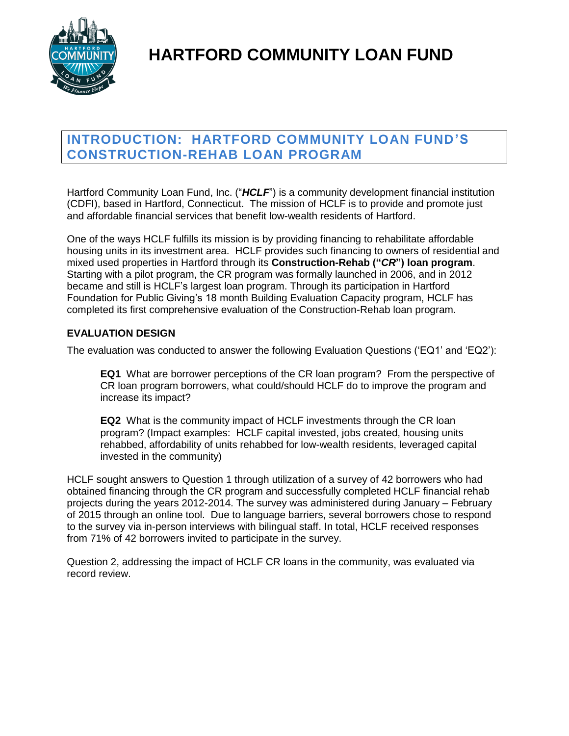# HARTFORD COMMUNITY LOAN FUND

## INTRODUCTION: HARTFORD COMMUNITY LOAN FUND'S CONSTRUCTION-REHAB LOAN PROGRAM

Hartford Community Loan Fund, Inc. ("***HCLF***") is a community development financial institution (CDFI), based in Hartford, Connecticut. The mission of HCLF is to provide and promote just and affordable financial services that benefit low-wealth residents of Hartford.

One of the ways HCLF fulfills its mission is by providing financing to rehabilitate affordable housing units in its investment area. HCLF provides such financing to owners of residential and mixed used properties in Hartford through its **Construction-Rehab ("*CR*") loan program**. Starting with a pilot program, the CR program was formally launched in 2006, and in 2012 became and still is HCLF's largest loan program. Through its participation in Hartford Foundation for Public Giving's 18 month Building Evaluation Capacity program, HCLF has completed its first comprehensive evaluation of the Construction-Rehab loan program.

### EVALUATION DESIGN

The evaluation was conducted to answer the following Evaluation Questions ('EQ1' and 'EQ2'):

> **EQ1** What are borrower perceptions of the CR loan program? From the perspective of CR loan program borrowers, what could/should HCLF do to improve the program and increase its impact?
>
> **EQ2** What is the community impact of HCLF investments through the CR loan program? (Impact examples: HCLF capital invested, jobs created, housing units rehabbed, affordability of units rehabbed for low-wealth residents, leveraged capital invested in the community)

HCLF sought answers to Question 1 through utilization of a survey of 42 borrowers who had obtained financing through the CR program and successfully completed HCLF financial rehab projects during the years 2012-2014. The survey was administered during January – February of 2015 through an online tool. Due to language barriers, several borrowers chose to respond to the survey via in-person interviews with bilingual staff. In total, HCLF received responses from 71% of 42 borrowers invited to participate in the survey.

Question 2, addressing the impact of HCLF CR loans in the community, was evaluated via record review.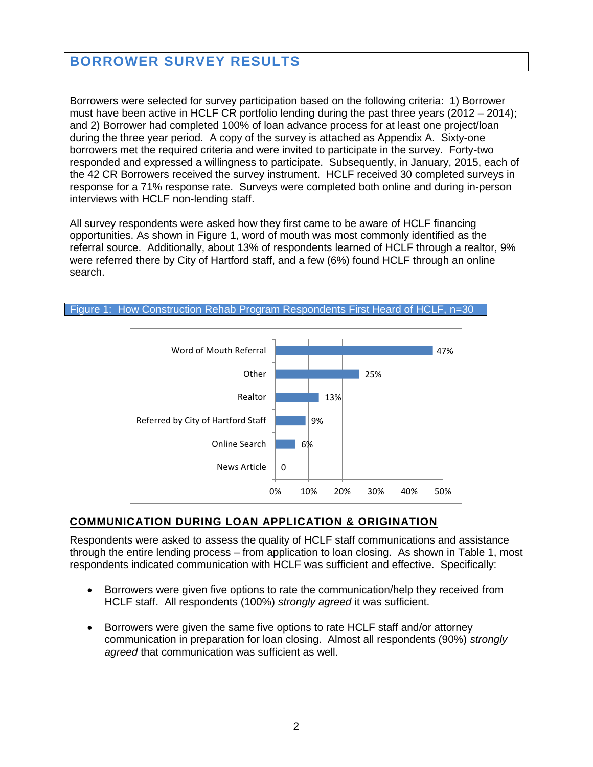## BORROWER SURVEY RESULTS

Borrowers were selected for survey participation based on the following criteria: 1) Borrower must have been active in HCLF CR portfolio lending during the past three years (2012 – 2014); and 2) Borrower had completed 100% of loan advance process for at least one project/loan during the three year period. A copy of the survey is attached as Appendix A. Sixty-one borrowers met the required criteria and were invited to participate in the survey. Forty-two responded and expressed a willingness to participate. Subsequently, in January, 2015, each of the 42 CR Borrowers received the survey instrument. HCLF received 30 completed surveys in response for a 71% response rate. Surveys were completed both online and during in-person interviews with HCLF non-lending staff.

All survey respondents were asked how they first came to be aware of HCLF financing opportunities. As shown in Figure 1, word of mouth was most commonly identified as the referral source. Additionally, about 13% of respondents learned of HCLF through a realtor, 9% were referred there by City of Hartford staff, and a few (6%) found HCLF through an online search.

Figure 1: How Construction Rehab Program Respondents First Heard of HCLF, n=30

| Source | Percent |
| --- | --- |
| Word of Mouth Referral | 47% |
| Other | 25% |
| Realtor | 13% |
| Referred by City of Hartford Staff | 9% |
| Online Search | 6% |
| News Article | 0 |

### COMMUNICATION DURING LOAN APPLICATION & ORIGINATION

Respondents were asked to assess the quality of HCLF staff communications and assistance through the entire lending process – from application to loan closing. As shown in Table 1, most respondents indicated communication with HCLF was sufficient and effective. Specifically:

- Borrowers were given five options to rate the communication/help they received from HCLF staff. All respondents (100%) *strongly agreed* it was sufficient.
- Borrowers were given the same five options to rate HCLF staff and/or attorney communication in preparation for loan closing. Almost all respondents (90%) *strongly agreed* that communication was sufficient as well.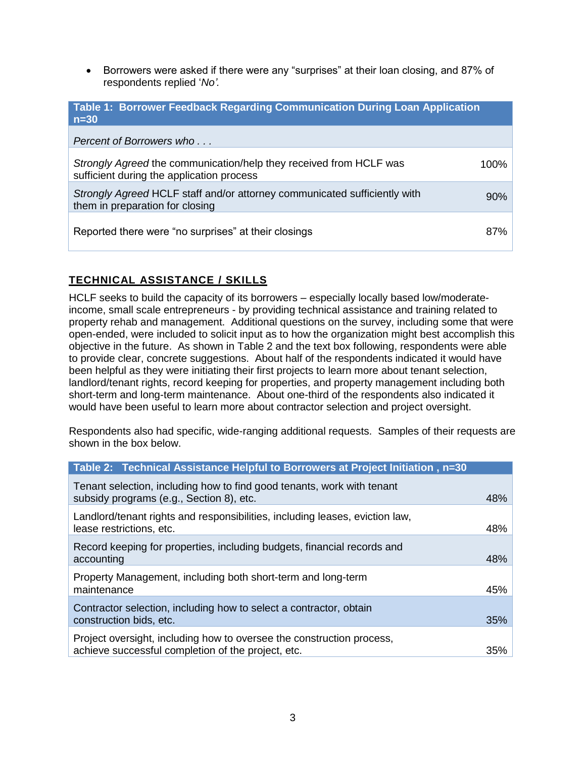- Borrowers were asked if there were any "surprises" at their loan closing, and 87% of respondents replied '*No'.*

| **Table 1: Borrower Feedback Regarding Communication During Loan Application n=30** | |
|---|---|
| *Percent of Borrowers who . . .* | |
| *Strongly Agreed* the communication/help they received from HCLF was sufficient during the application process | 100% |
| *Strongly Agreed* HCLF staff and/or attorney communicated sufficiently with them in preparation for closing | 90% |
| Reported there were "no surprises" at their closings | 87% |

## TECHNICAL ASSISTANCE / SKILLS

HCLF seeks to build the capacity of its borrowers – especially locally based low/moderate-income, small scale entrepreneurs - by providing technical assistance and training related to property rehab and management. Additional questions on the survey, including some that were open-ended, were included to solicit input as to how the organization might best accomplish this objective in the future. As shown in Table 2 and the text box following, respondents were able to provide clear, concrete suggestions. About half of the respondents indicated it would have been helpful as they were initiating their first projects to learn more about tenant selection, landlord/tenant rights, record keeping for properties, and property management including both short-term and long-term maintenance. About one-third of the respondents also indicated it would have been useful to learn more about contractor selection and project oversight.

Respondents also had specific, wide-ranging additional requests. Samples of their requests are shown in the box below.

| **Table 2: Technical Assistance Helpful to Borrowers at Project Initiation , n=30** | |
|---|---|
| Tenant selection, including how to find good tenants, work with tenant subsidy programs (e.g., Section 8), etc. | 48% |
| Landlord/tenant rights and responsibilities, including leases, eviction law, lease restrictions, etc. | 48% |
| Record keeping for properties, including budgets, financial records and accounting | 48% |
| Property Management, including both short-term and long-term maintenance | 45% |
| Contractor selection, including how to select a contractor, obtain construction bids, etc. | 35% |
| Project oversight, including how to oversee the construction process, achieve successful completion of the project, etc. | 35% |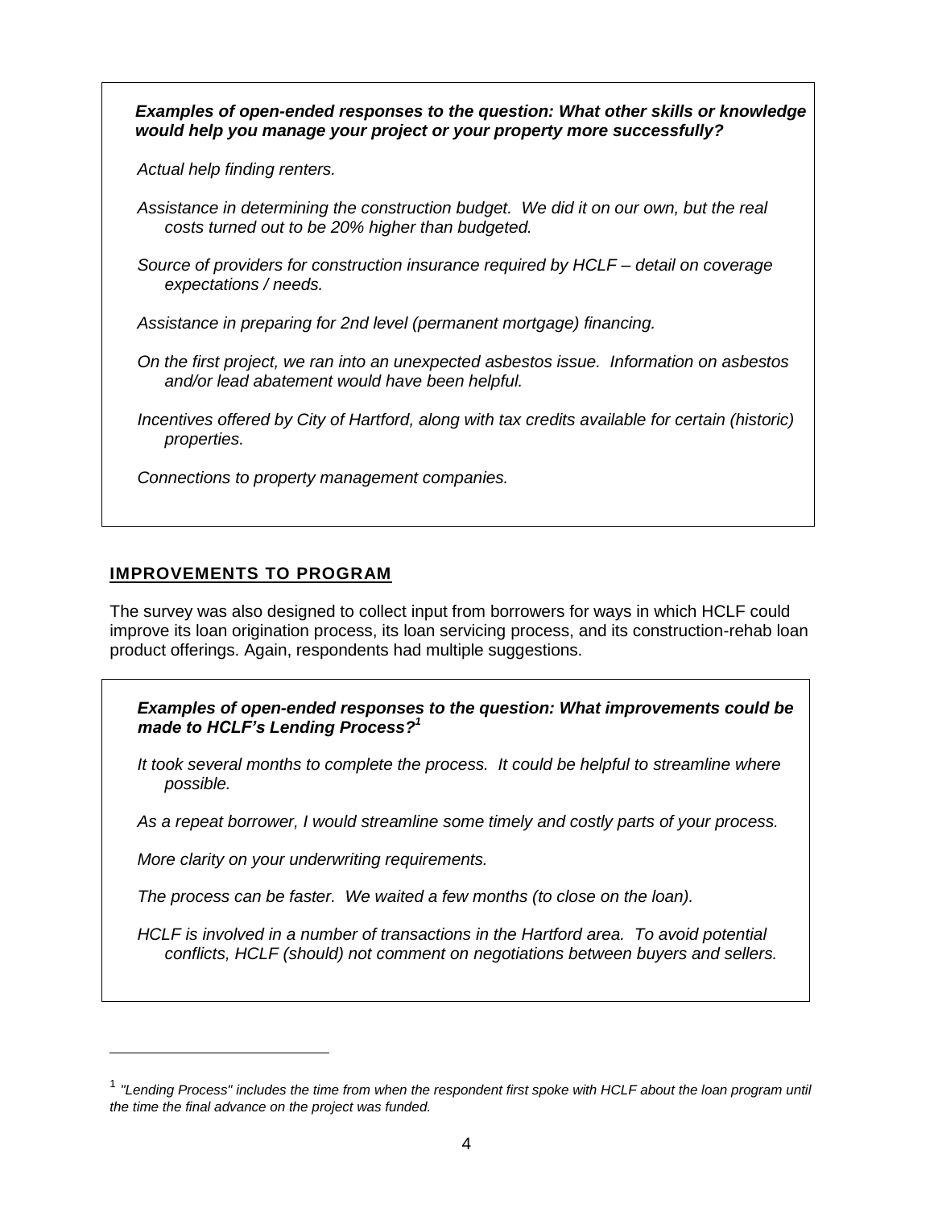***Examples of open-ended responses to the question: What other skills or knowledge would help you manage your project or your property more successfully?***

*Actual help finding renters.*

*Assistance in determining the construction budget. We did it on our own, but the real costs turned out to be 20% higher than budgeted.*

*Source of providers for construction insurance required by HCLF – detail on coverage expectations / needs.*

*Assistance in preparing for 2nd level (permanent mortgage) financing.*

*On the first project, we ran into an unexpected asbestos issue. Information on asbestos and/or lead abatement would have been helpful.*

*Incentives offered by City of Hartford, along with tax credits available for certain (historic) properties.*

*Connections to property management companies.*

## IMPROVEMENTS TO PROGRAM

The survey was also designed to collect input from borrowers for ways in which HCLF could improve its loan origination process, its loan servicing process, and its construction-rehab loan product offerings. Again, respondents had multiple suggestions.

***Examples of open-ended responses to the question: What improvements could be made to HCLF's Lending Process?[1]***

*It took several months to complete the process. It could be helpful to streamline where possible.*

*As a repeat borrower, I would streamline some timely and costly parts of your process.*

*More clarity on your underwriting requirements.*

*The process can be faster. We waited a few months (to close on the loan).*

*HCLF is involved in a number of transactions in the Hartford area. To avoid potential conflicts, HCLF (should) not comment on negotiations between buyers and sellers.*

---

[1] *"Lending Process" includes the time from when the respondent first spoke with HCLF about the loan program until the time the final advance on the project was funded.*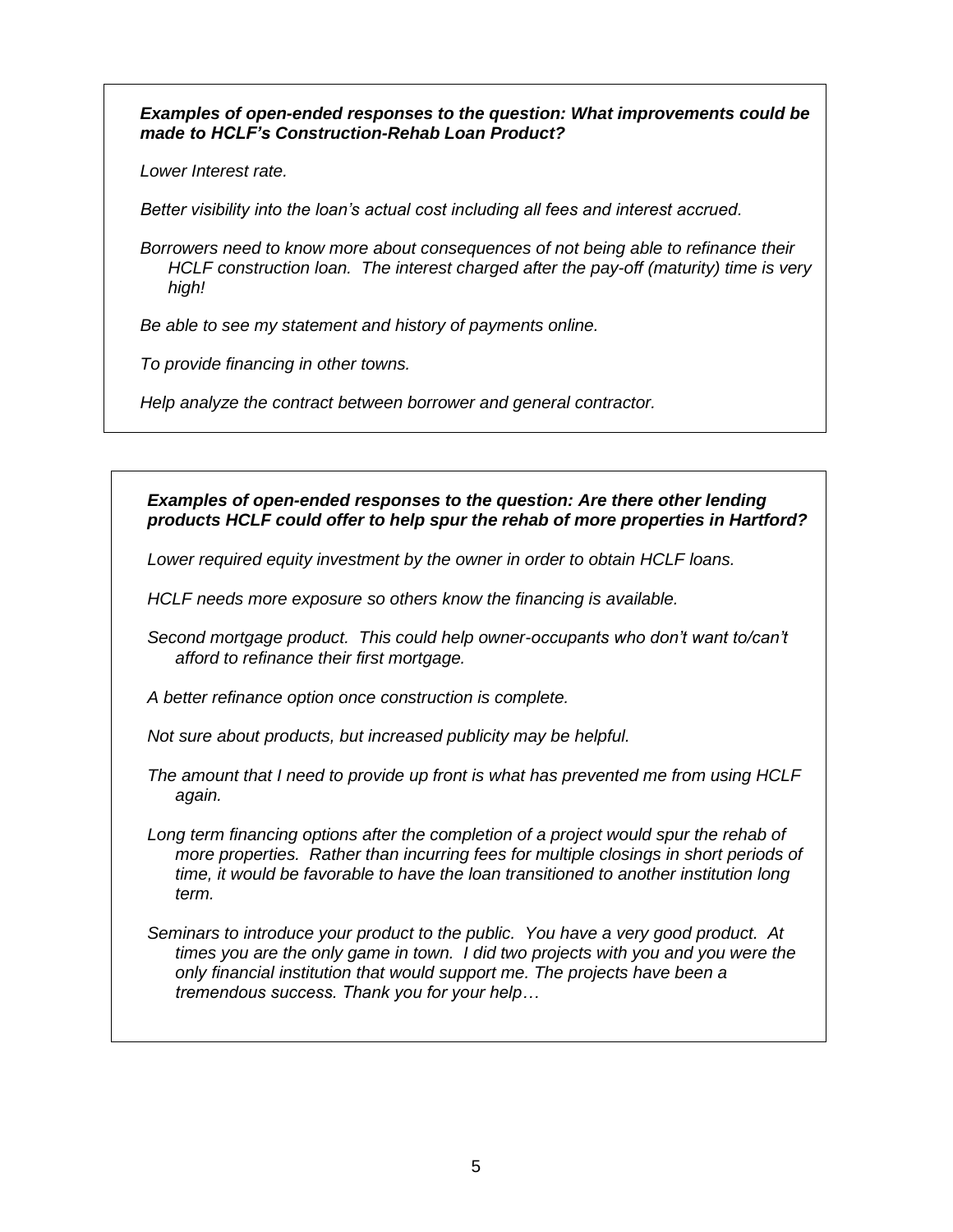***Examples of open-ended responses to the question: What improvements could be made to HCLF's Construction-Rehab Loan Product?***

*Lower Interest rate.*

*Better visibility into the loan's actual cost including all fees and interest accrued.*

*Borrowers need to know more about consequences of not being able to refinance their HCLF construction loan. The interest charged after the pay-off (maturity) time is very high!*

*Be able to see my statement and history of payments online.*

*To provide financing in other towns.*

*Help analyze the contract between borrower and general contractor.*

***Examples of open-ended responses to the question: Are there other lending products HCLF could offer to help spur the rehab of more properties in Hartford?***

*Lower required equity investment by the owner in order to obtain HCLF loans.*

*HCLF needs more exposure so others know the financing is available.*

*Second mortgage product. This could help owner-occupants who don't want to/can't afford to refinance their first mortgage.*

*A better refinance option once construction is complete.*

*Not sure about products, but increased publicity may be helpful.*

*The amount that I need to provide up front is what has prevented me from using HCLF again.*

*Long term financing options after the completion of a project would spur the rehab of more properties. Rather than incurring fees for multiple closings in short periods of time, it would be favorable to have the loan transitioned to another institution long term.*

*Seminars to introduce your product to the public. You have a very good product. At times you are the only game in town. I did two projects with you and you were the only financial institution that would support me. The projects have been a tremendous success. Thank you for your help…*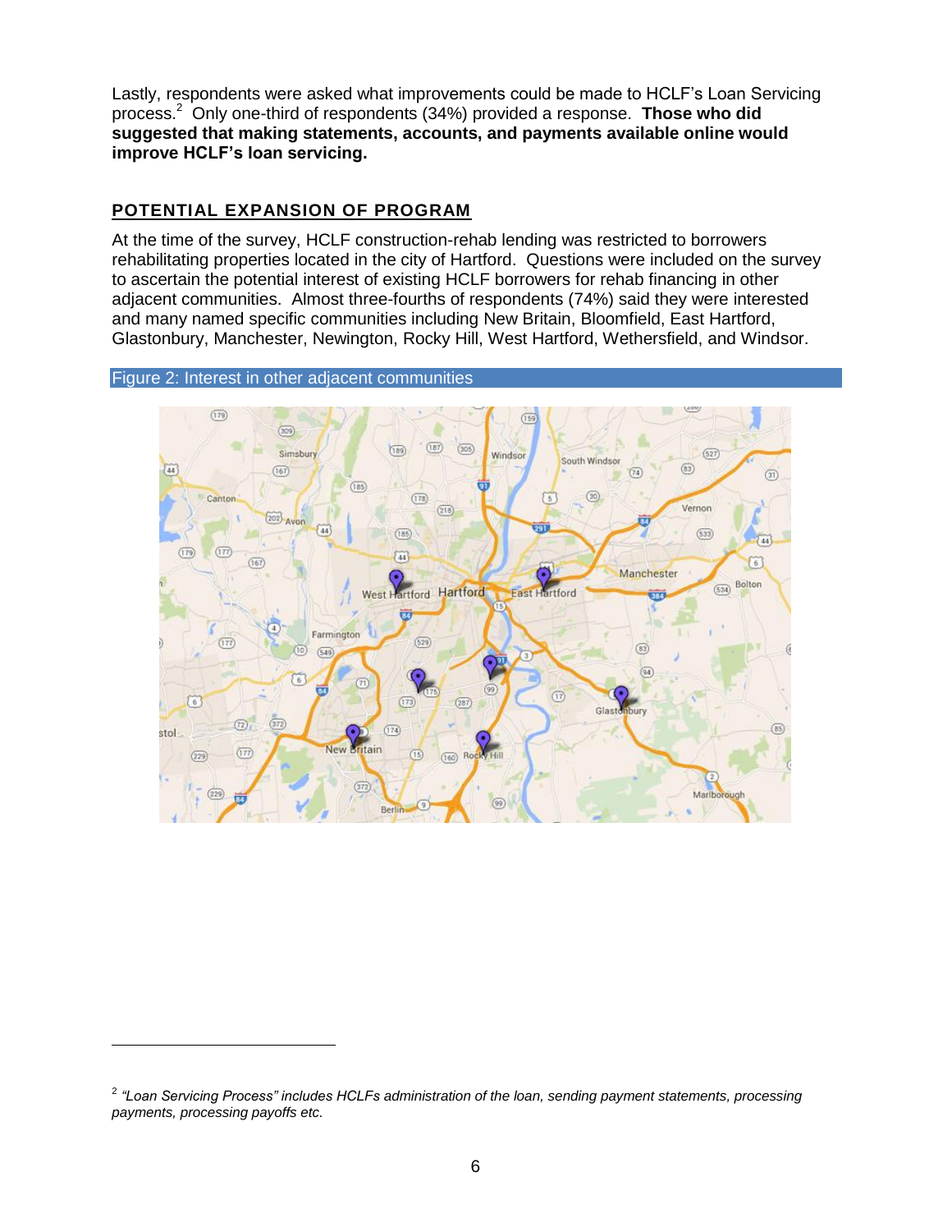Lastly, respondents were asked what improvements could be made to HCLF's Loan Servicing process.[2] Only one-third of respondents (34%) provided a response. **Those who did suggested that making statements, accounts, and payments available online would improve HCLF's loan servicing.**

## POTENTIAL EXPANSION OF PROGRAM

At the time of the survey, HCLF construction-rehab lending was restricted to borrowers rehabilitating properties located in the city of Hartford. Questions were included on the survey to ascertain the potential interest of existing HCLF borrowers for rehab financing in other adjacent communities. Almost three-fourths of respondents (74%) said they were interested and many named specific communities including New Britain, Bloomfield, East Hartford, Glastonbury, Manchester, Newington, Rocky Hill, West Hartford, Wethersfield, and Windsor.

Figure 2: Interest in other adjacent communities

[2] *"Loan Servicing Process" includes HCLFs administration of the loan, sending payment statements, processing payments, processing payoffs etc.*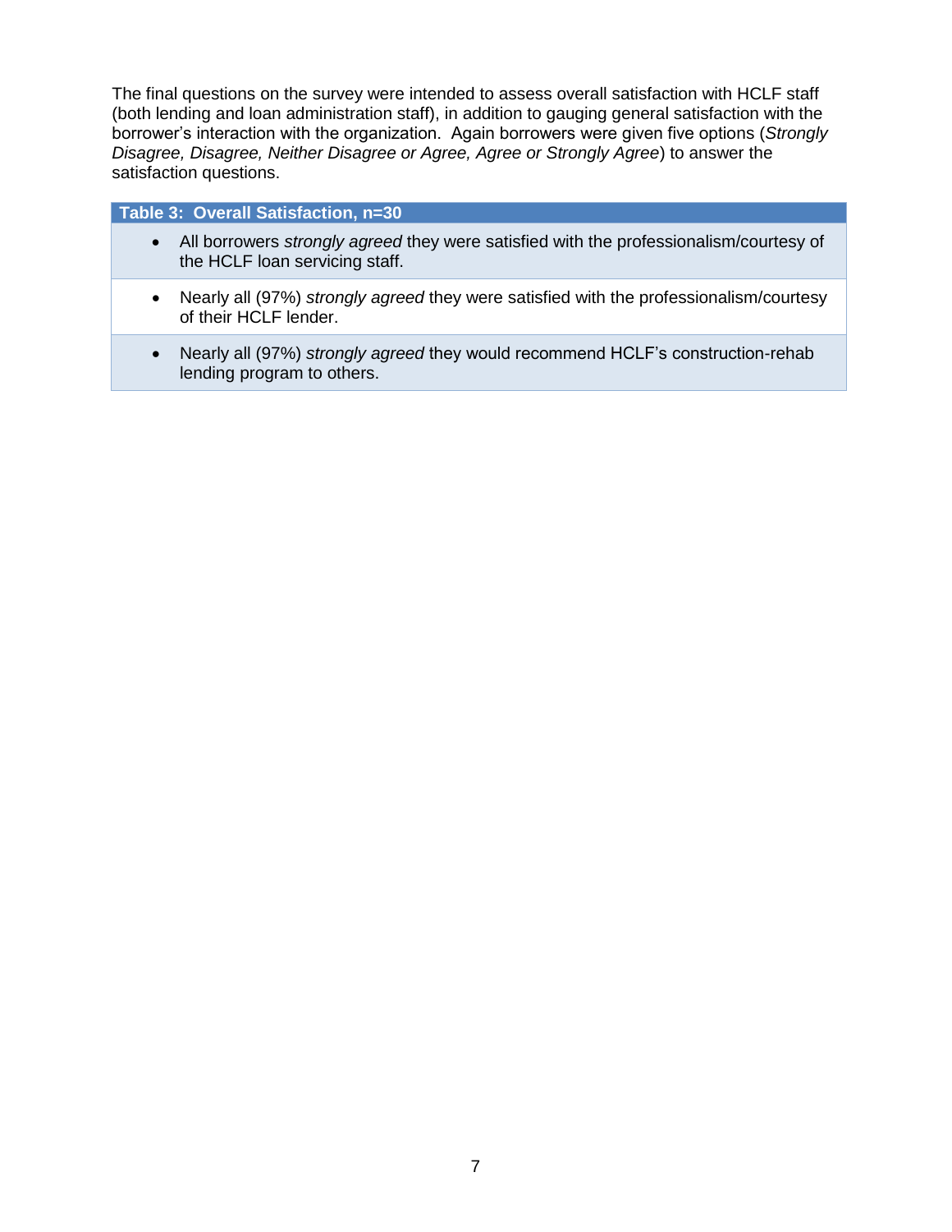The final questions on the survey were intended to assess overall satisfaction with HCLF staff (both lending and loan administration staff), in addition to gauging general satisfaction with the borrower's interaction with the organization. Again borrowers were given five options (*Strongly Disagree, Disagree, Neither Disagree or Agree, Agree or Strongly Agree*) to answer the satisfaction questions.

| **Table 3: Overall Satisfaction, n=30** |
|---|
| • All borrowers *strongly agreed* they were satisfied with the professionalism/courtesy of the HCLF loan servicing staff. |
| • Nearly all (97%) *strongly agreed* they were satisfied with the professionalism/courtesy of their HCLF lender. |
| • Nearly all (97%) *strongly agreed* they would recommend HCLF's construction-rehab lending program to others. |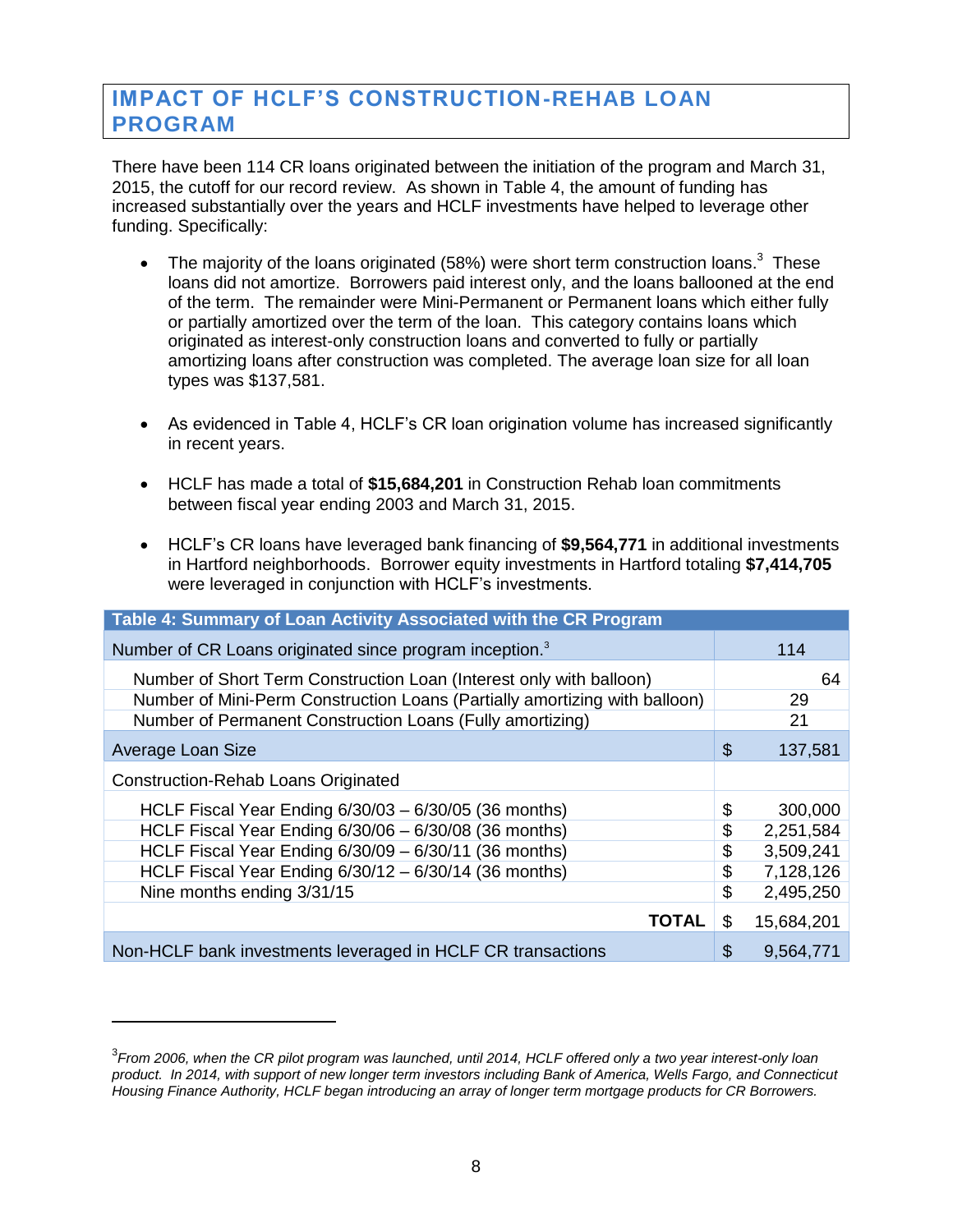## IMPACT OF HCLF'S CONSTRUCTION-REHAB LOAN PROGRAM

There have been 114 CR loans originated between the initiation of the program and March 31, 2015, the cutoff for our record review. As shown in Table 4, the amount of funding has increased substantially over the years and HCLF investments have helped to leverage other funding. Specifically:

- The majority of the loans originated (58%) were short term construction loans.[3] These loans did not amortize. Borrowers paid interest only, and the loans ballooned at the end of the term. The remainder were Mini-Permanent or Permanent loans which either fully or partially amortized over the term of the loan. This category contains loans which originated as interest-only construction loans and converted to fully or partially amortizing loans after construction was completed. The average loan size for all loan types was $137,581.

- As evidenced in Table 4, HCLF's CR loan origination volume has increased significantly in recent years.

- HCLF has made a total of **$15,684,201** in Construction Rehab loan commitments between fiscal year ending 2003 and March 31, 2015.

- HCLF's CR loans have leveraged bank financing of **$9,564,771** in additional investments in Hartford neighborhoods. Borrower equity investments in Hartford totaling **$7,414,705** were leveraged in conjunction with HCLF's investments.

| Table 4: Summary of Loan Activity Associated with the CR Program | |
|---|---|
| Number of CR Loans originated since program inception.[3] | 114 |
| Number of Short Term Construction Loan (Interest only with balloon) | 64 |
| Number of Mini-Perm Construction Loans (Partially amortizing with balloon) | 29 |
| Number of Permanent Construction Loans (Fully amortizing) | 21 |
| Average Loan Size | $ 137,581 |
| Construction-Rehab Loans Originated | |
| HCLF Fiscal Year Ending 6/30/03 – 6/30/05 (36 months) | $ 300,000 |
| HCLF Fiscal Year Ending 6/30/06 – 6/30/08 (36 months) | $ 2,251,584 |
| HCLF Fiscal Year Ending 6/30/09 – 6/30/11 (36 months) | $ 3,509,241 |
| HCLF Fiscal Year Ending 6/30/12 – 6/30/14 (36 months) | $ 7,128,126 |
| Nine months ending 3/31/15 | $ 2,495,250 |
| **TOTAL** | $ 15,684,201 |
| Non-HCLF bank investments leveraged in HCLF CR transactions | $ 9,564,771 |

[3] *From 2006, when the CR pilot program was launched, until 2014, HCLF offered only a two year interest-only loan product. In 2014, with support of new longer term investors including Bank of America, Wells Fargo, and Connecticut Housing Finance Authority, HCLF began introducing an array of longer term mortgage products for CR Borrowers.*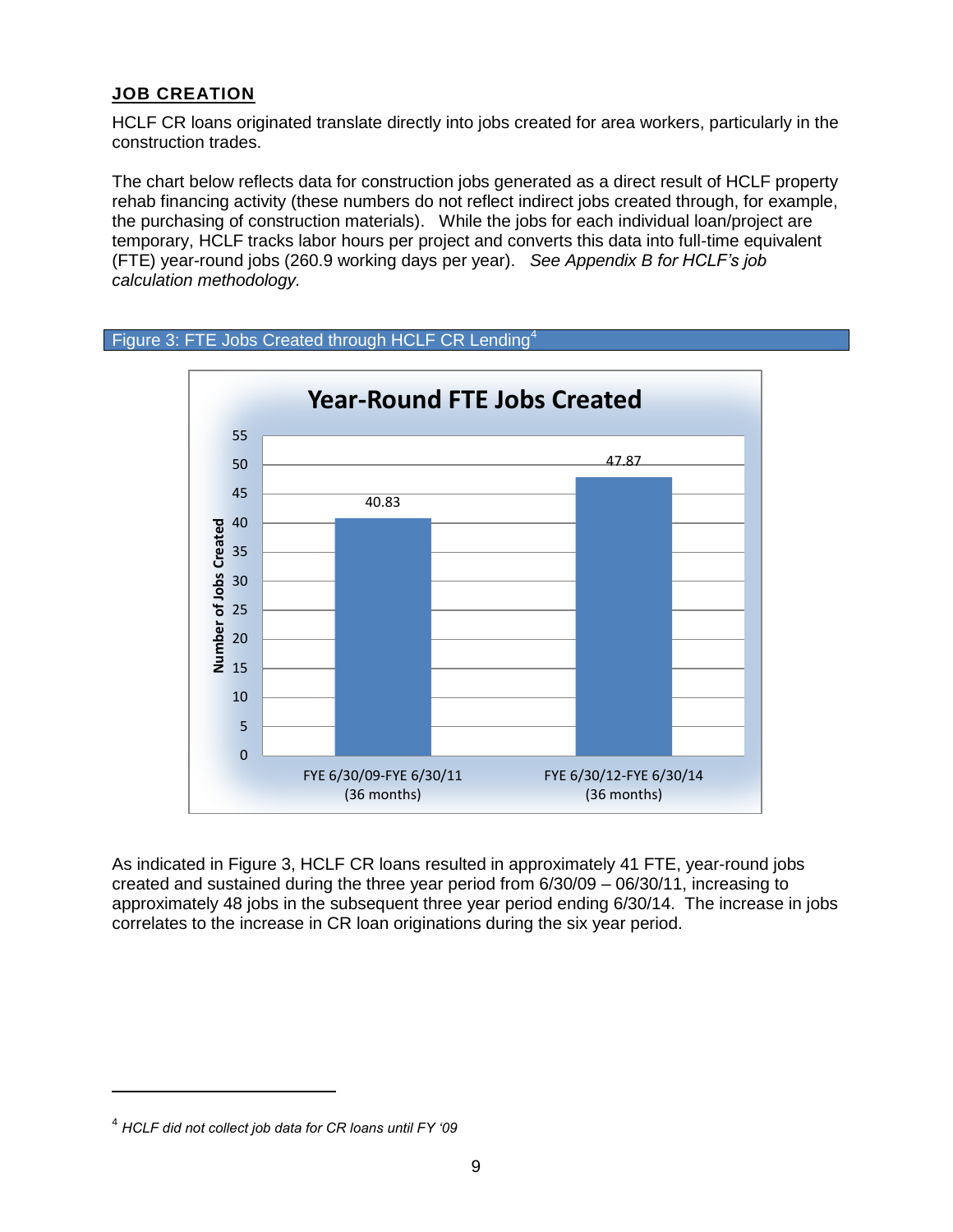## JOB CREATION

HCLF CR loans originated translate directly into jobs created for area workers, particularly in the construction trades.

The chart below reflects data for construction jobs generated as a direct result of HCLF property rehab financing activity (these numbers do not reflect indirect jobs created through, for example, the purchasing of construction materials). While the jobs for each individual loan/project are temporary, HCLF tracks labor hours per project and converts this data into full-time equivalent (FTE) year-round jobs (260.9 working days per year). *See Appendix B for HCLF's job calculation methodology.*

Figure 3: FTE Jobs Created through HCLF CR Lending[4]

**Year-Round FTE Jobs Created**

| Period | Number of Jobs Created |
|---|---|
| FYE 6/30/09-FYE 6/30/11 (36 months) | 40.83 |
| FYE 6/30/12-FYE 6/30/14 (36 months) | 47.87 |

As indicated in Figure 3, HCLF CR loans resulted in approximately 41 FTE, year-round jobs created and sustained during the three year period from 6/30/09 – 06/30/11, increasing to approximately 48 jobs in the subsequent three year period ending 6/30/14. The increase in jobs correlates to the increase in CR loan originations during the six year period.

---

[4] *HCLF did not collect job data for CR loans until FY '09*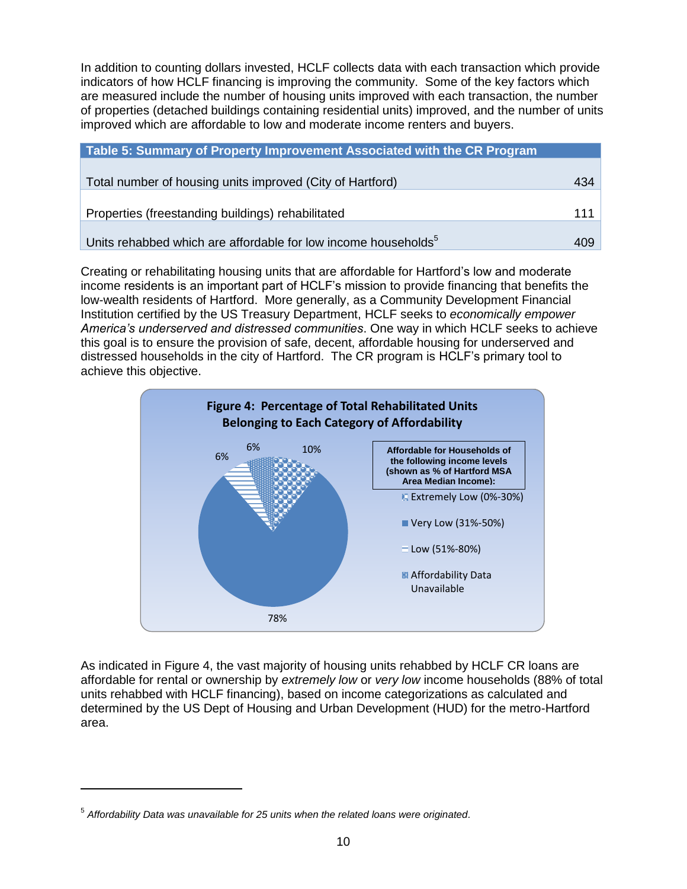In addition to counting dollars invested, HCLF collects data with each transaction which provide indicators of how HCLF financing is improving the community. Some of the key factors which are measured include the number of housing units improved with each transaction, the number of properties (detached buildings containing residential units) improved, and the number of units improved which are affordable to low and moderate income renters and buyers.

| Table 5: Summary of Property Improvement Associated with the CR Program | |
|---|---|
| Total number of housing units improved (City of Hartford) | 434 |
| Properties (freestanding buildings) rehabilitated | 111 |
| Units rehabbed which are affordable for low income households[5] | 409 |

Creating or rehabilitating housing units that are affordable for Hartford's low and moderate income residents is an important part of HCLF's mission to provide financing that benefits the low-wealth residents of Hartford. More generally, as a Community Development Financial Institution certified by the US Treasury Department, HCLF seeks to *economically empower America's underserved and distressed communities*. One way in which HCLF seeks to achieve this goal is to ensure the provision of safe, decent, affordable housing for underserved and distressed households in the city of Hartford. The CR program is HCLF's primary tool to achieve this objective.

**Figure 4: Percentage of Total Rehabilitated Units Belonging to Each Category of Affordability**

Affordable for Households of the following income levels (shown as % of Hartford MSA Area Median Income):

- Extremely Low (0%-30%): 10%
- Very Low (31%-50%): 78%
- Low (51%-80%): 6%
- Affordability Data Unavailable: 6%

As indicated in Figure 4, the vast majority of housing units rehabbed by HCLF CR loans are affordable for rental or ownership by *extremely low* or *very low* income households (88% of total units rehabbed with HCLF financing), based on income categorizations as calculated and determined by the US Dept of Housing and Urban Development (HUD) for the metro-Hartford area.

---

[5] *Affordability Data was unavailable for 25 units when the related loans were originated.*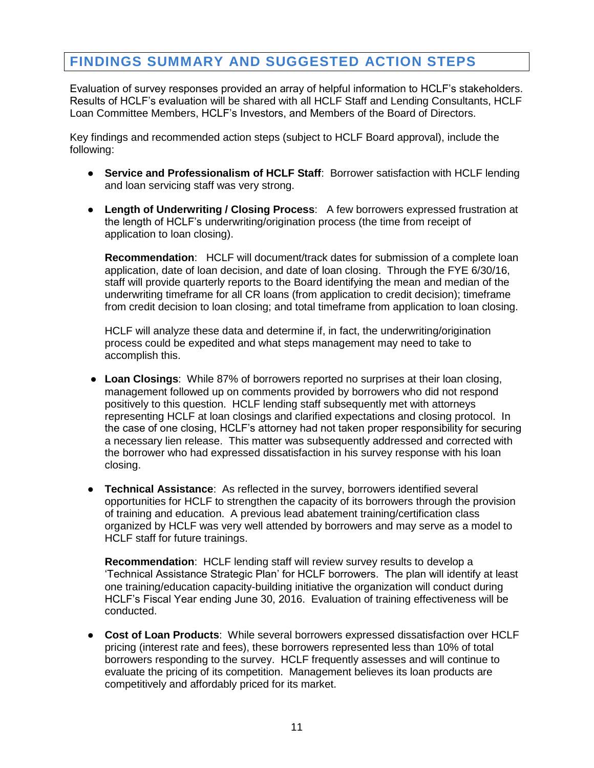## FINDINGS SUMMARY AND SUGGESTED ACTION STEPS

Evaluation of survey responses provided an array of helpful information to HCLF's stakeholders. Results of HCLF's evaluation will be shared with all HCLF Staff and Lending Consultants, HCLF Loan Committee Members, HCLF's Investors, and Members of the Board of Directors.

Key findings and recommended action steps (subject to HCLF Board approval), include the following:

- **Service and Professionalism of HCLF Staff**: Borrower satisfaction with HCLF lending and loan servicing staff was very strong.

- **Length of Underwriting / Closing Process**: A few borrowers expressed frustration at the length of HCLF's underwriting/origination process (the time from receipt of application to loan closing).

  **Recommendation**: HCLF will document/track dates for submission of a complete loan application, date of loan decision, and date of loan closing. Through the FYE 6/30/16, staff will provide quarterly reports to the Board identifying the mean and median of the underwriting timeframe for all CR loans (from application to credit decision); timeframe from credit decision to loan closing; and total timeframe from application to loan closing.

  HCLF will analyze these data and determine if, in fact, the underwriting/origination process could be expedited and what steps management may need to take to accomplish this.

- **Loan Closings**: While 87% of borrowers reported no surprises at their loan closing, management followed up on comments provided by borrowers who did not respond positively to this question. HCLF lending staff subsequently met with attorneys representing HCLF at loan closings and clarified expectations and closing protocol. In the case of one closing, HCLF's attorney had not taken proper responsibility for securing a necessary lien release. This matter was subsequently addressed and corrected with the borrower who had expressed dissatisfaction in his survey response with his loan closing.

- **Technical Assistance**: As reflected in the survey, borrowers identified several opportunities for HCLF to strengthen the capacity of its borrowers through the provision of training and education. A previous lead abatement training/certification class organized by HCLF was very well attended by borrowers and may serve as a model to HCLF staff for future trainings.

  **Recommendation**: HCLF lending staff will review survey results to develop a 'Technical Assistance Strategic Plan' for HCLF borrowers. The plan will identify at least one training/education capacity-building initiative the organization will conduct during HCLF's Fiscal Year ending June 30, 2016. Evaluation of training effectiveness will be conducted.

- **Cost of Loan Products**: While several borrowers expressed dissatisfaction over HCLF pricing (interest rate and fees), these borrowers represented less than 10% of total borrowers responding to the survey. HCLF frequently assesses and will continue to evaluate the pricing of its competition. Management believes its loan products are competitively and affordably priced for its market.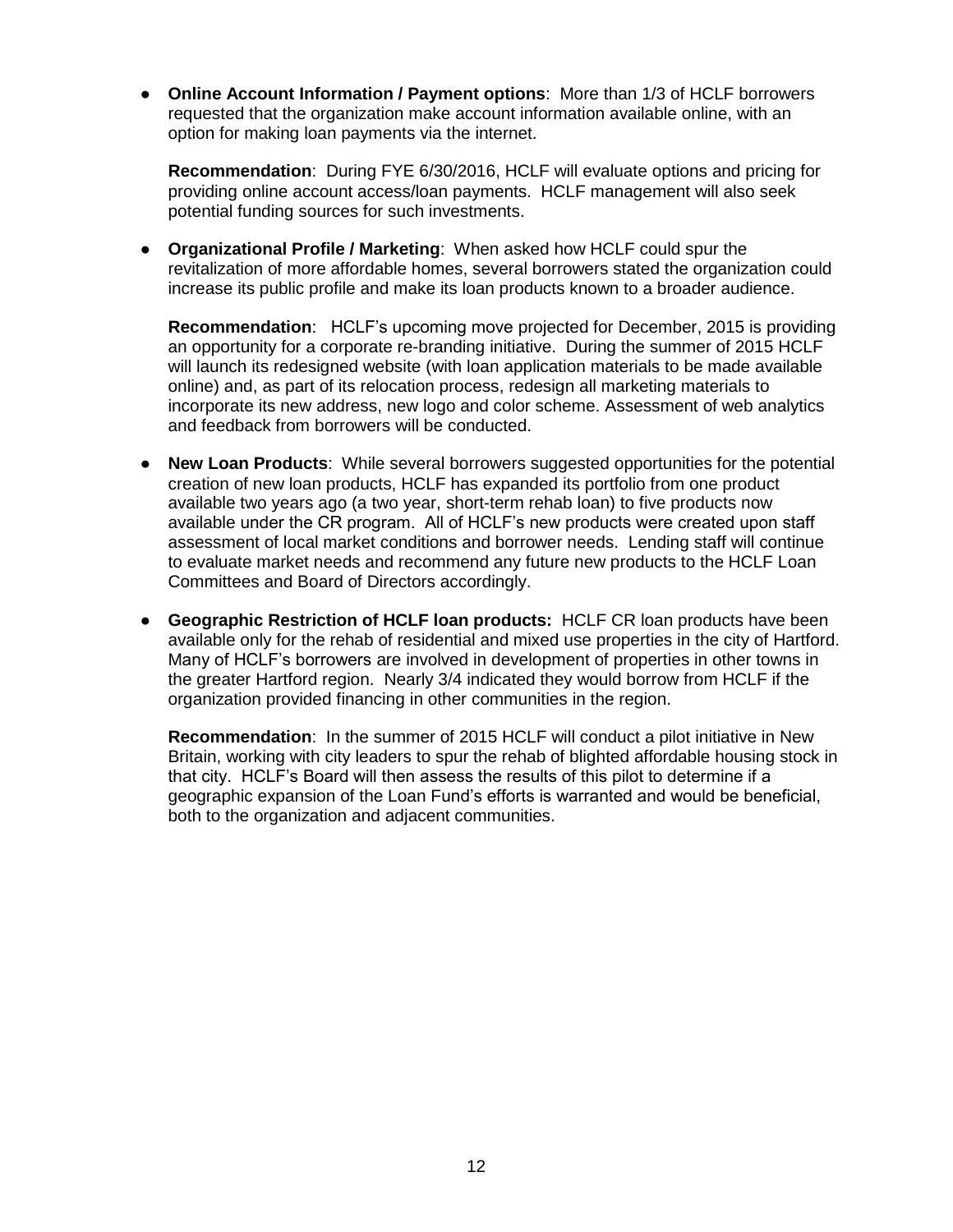- **Online Account Information / Payment options**: More than 1/3 of HCLF borrowers requested that the organization make account information available online, with an option for making loan payments via the internet.

  **Recommendation**: During FYE 6/30/2016, HCLF will evaluate options and pricing for providing online account access/loan payments. HCLF management will also seek potential funding sources for such investments.

- **Organizational Profile / Marketing**: When asked how HCLF could spur the revitalization of more affordable homes, several borrowers stated the organization could increase its public profile and make its loan products known to a broader audience.

  **Recommendation**: HCLF's upcoming move projected for December, 2015 is providing an opportunity for a corporate re-branding initiative. During the summer of 2015 HCLF will launch its redesigned website (with loan application materials to be made available online) and, as part of its relocation process, redesign all marketing materials to incorporate its new address, new logo and color scheme. Assessment of web analytics and feedback from borrowers will be conducted.

- **New Loan Products**: While several borrowers suggested opportunities for the potential creation of new loan products, HCLF has expanded its portfolio from one product available two years ago (a two year, short-term rehab loan) to five products now available under the CR program. All of HCLF's new products were created upon staff assessment of local market conditions and borrower needs. Lending staff will continue to evaluate market needs and recommend any future new products to the HCLF Loan Committees and Board of Directors accordingly.

- **Geographic Restriction of HCLF loan products:** HCLF CR loan products have been available only for the rehab of residential and mixed use properties in the city of Hartford. Many of HCLF's borrowers are involved in development of properties in other towns in the greater Hartford region. Nearly 3/4 indicated they would borrow from HCLF if the organization provided financing in other communities in the region.

  **Recommendation**: In the summer of 2015 HCLF will conduct a pilot initiative in New Britain, working with city leaders to spur the rehab of blighted affordable housing stock in that city. HCLF's Board will then assess the results of this pilot to determine if a geographic expansion of the Loan Fund's efforts is warranted and would be beneficial, both to the organization and adjacent communities.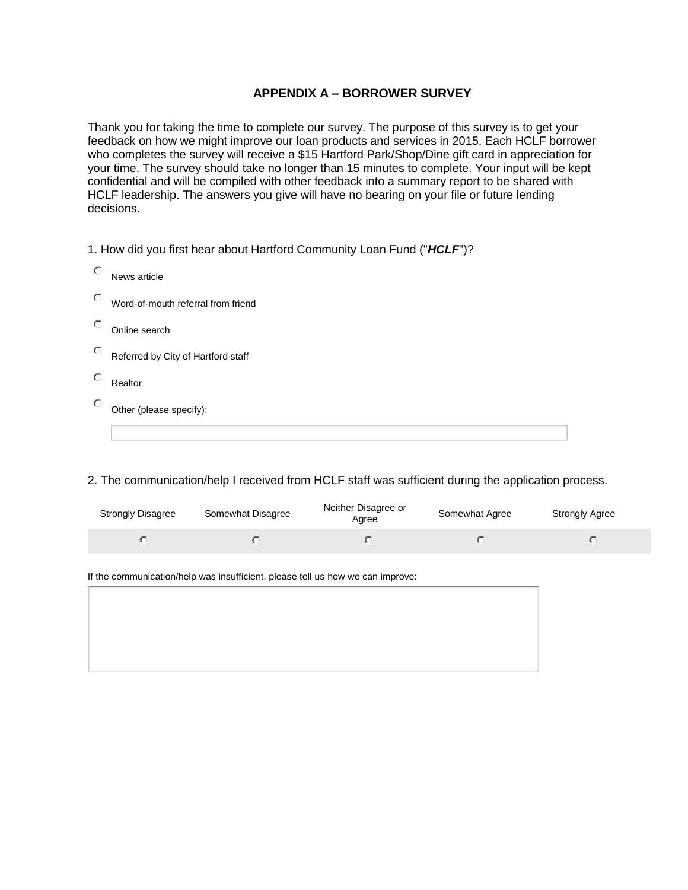## APPENDIX A – BORROWER SURVEY

Thank you for taking the time to complete our survey. The purpose of this survey is to get your feedback on how we might improve our loan products and services in 2015. Each HCLF borrower who completes the survey will receive a $15 Hartford Park/Shop/Dine gift card in appreciation for your time. The survey should take no longer than 15 minutes to complete. Your input will be kept confidential and will be compiled with other feedback into a summary report to be shared with HCLF leadership. The answers you give will have no bearing on your file or future lending decisions.

1. How did you first hear about Hartford Community Loan Fund ("***HCLF***")?

- ○ News article
- ○ Word-of-mouth referral from friend
- ○ Online search
- ○ Referred by City of Hartford staff
- ○ Realtor
- ○ Other (please specify): ______________________

2. The communication/help I received from HCLF staff was sufficient during the application process.

| Strongly Disagree | Somewhat Disagree | Neither Disagree or Agree | Somewhat Agree | Strongly Agree |
|---|---|---|---|---|
| ○ | ○ | ○ | ○ | ○ |

If the communication/help was insufficient, please tell us how we can improve:

______________________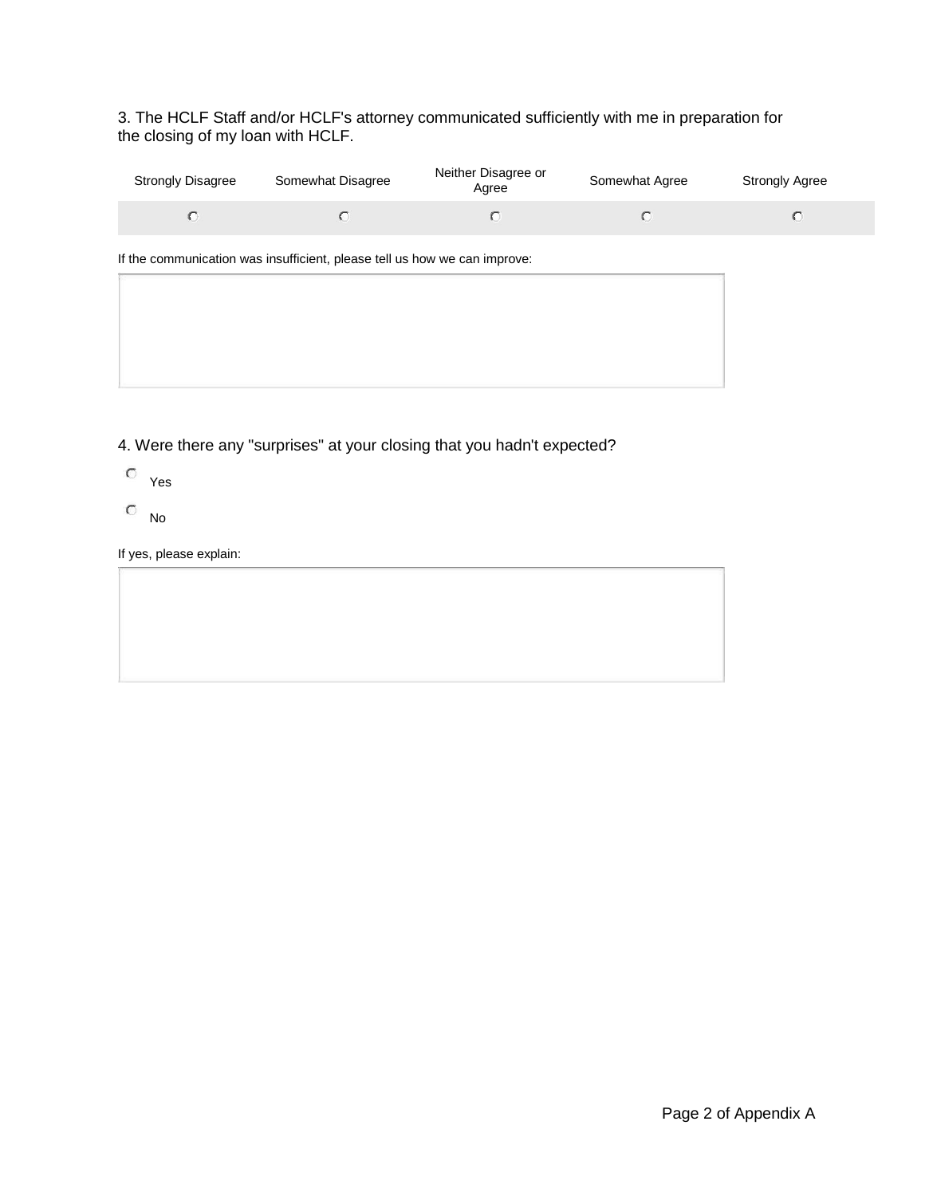3. The HCLF Staff and/or HCLF's attorney communicated sufficiently with me in preparation for the closing of my loan with HCLF.

| Strongly Disagree | Somewhat Disagree | Neither Disagree or Agree | Somewhat Agree | Strongly Agree |
|---|---|---|---|---|
| ○ | ○ | ○ | ○ | ○ |

If the communication was insufficient, please tell us how we can improve:

4. Were there any "surprises" at your closing that you hadn't expected?

○ Yes

○ No

If yes, please explain: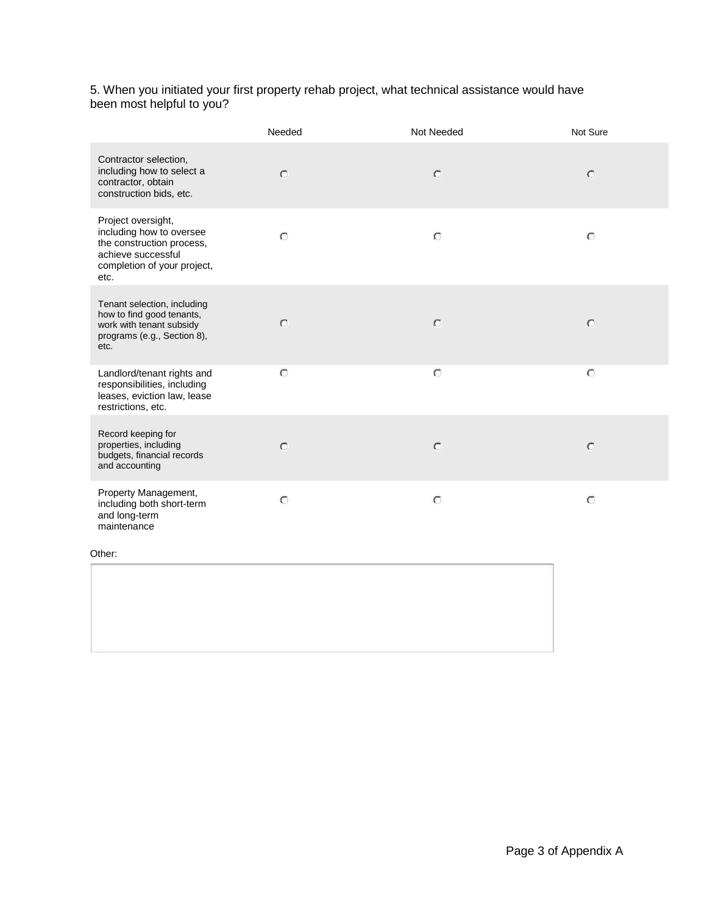5. When you initiated your first property rehab project, what technical assistance would have been most helpful to you?

| | Needed | Not Needed | Not Sure |
|---|---|---|---|
| Contractor selection, including how to select a contractor, obtain construction bids, etc. | ○ | ○ | ○ |
| Project oversight, including how to oversee the construction process, achieve successful completion of your project, etc. | ○ | ○ | ○ |
| Tenant selection, including how to find good tenants, work with tenant subsidy programs (e.g., Section 8), etc. | ○ | ○ | ○ |
| Landlord/tenant rights and responsibilities, including leases, eviction law, lease restrictions, etc. | ○ | ○ | ○ |
| Record keeping for properties, including budgets, financial records and accounting | ○ | ○ | ○ |
| Property Management, including both short-term and long-term maintenance | ○ | ○ | ○ |

Other: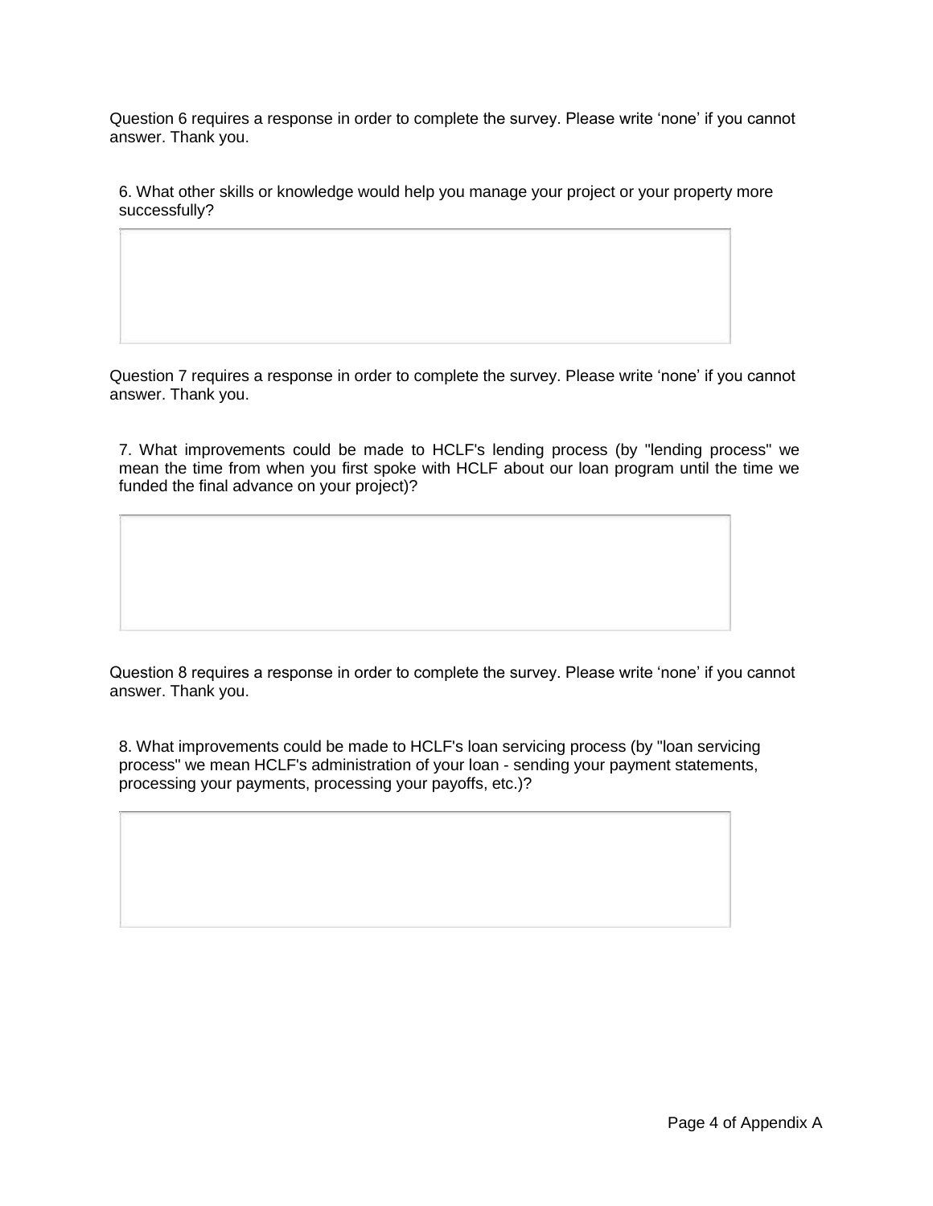Question 6 requires a response in order to complete the survey. Please write ‘none’ if you cannot answer. Thank you.

6. What other skills or knowledge would help you manage your project or your property more successfully?

Question 7 requires a response in order to complete the survey. Please write ‘none’ if you cannot answer. Thank you.

7. What improvements could be made to HCLF's lending process (by "lending process" we mean the time from when you first spoke with HCLF about our loan program until the time we funded the final advance on your project)?

Question 8 requires a response in order to complete the survey. Please write ‘none’ if you cannot answer. Thank you.

8. What improvements could be made to HCLF's loan servicing process (by "loan servicing process" we mean HCLF's administration of your loan - sending your payment statements, processing your payments, processing your payoffs, etc.)?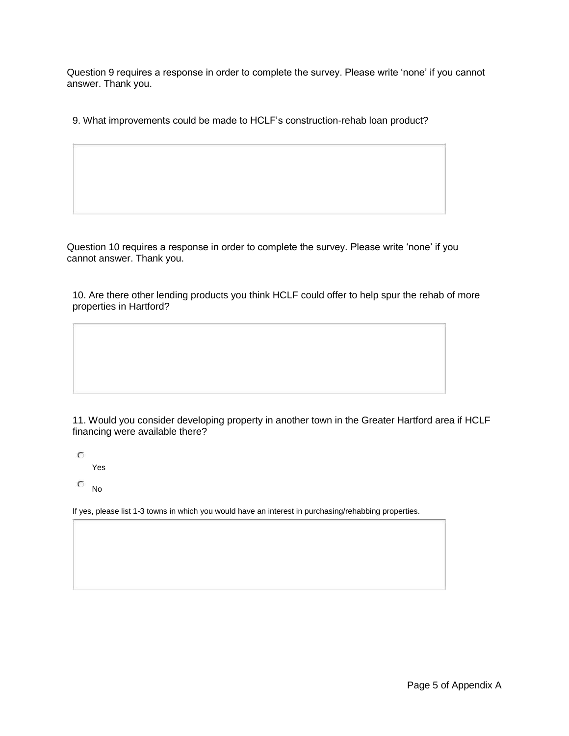Question 9 requires a response in order to complete the survey. Please write 'none' if you cannot answer. Thank you.

9. What improvements could be made to HCLF's construction-rehab loan product?

Question 10 requires a response in order to complete the survey. Please write 'none' if you cannot answer. Thank you.

10. Are there other lending products you think HCLF could offer to help spur the rehab of more properties in Hartford?

11. Would you consider developing property in another town in the Greater Hartford area if HCLF financing were available there?

- Yes
- No

If yes, please list 1-3 towns in which you would have an interest in purchasing/rehabbing properties.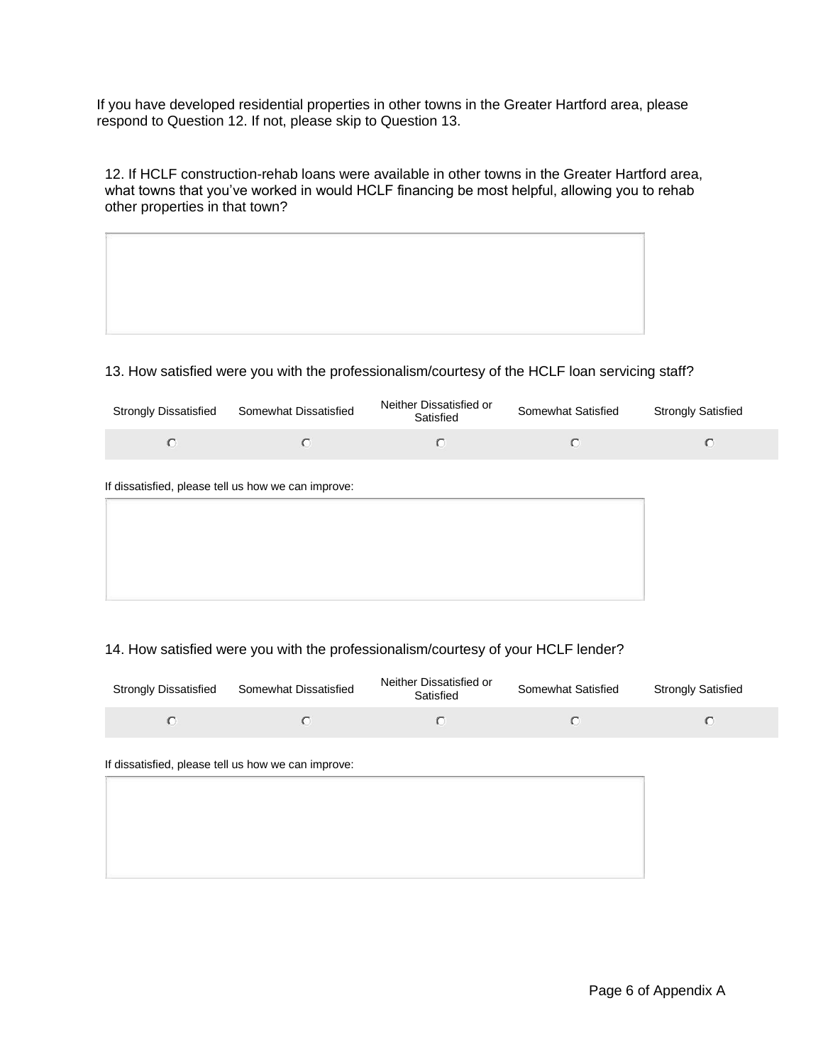If you have developed residential properties in other towns in the Greater Hartford area, please respond to Question 12. If not, please skip to Question 13.

12. If HCLF construction-rehab loans were available in other towns in the Greater Hartford area, what towns that you've worked in would HCLF financing be most helpful, allowing you to rehab other properties in that town?

13. How satisfied were you with the professionalism/courtesy of the HCLF loan servicing staff?

| Strongly Dissatisfied | Somewhat Dissatisfied | Neither Dissatisfied or Satisfied | Somewhat Satisfied | Strongly Satisfied |
|---|---|---|---|---|
| ○ | ○ | ○ | ○ | ○ |

If dissatisfied, please tell us how we can improve:

14. How satisfied were you with the professionalism/courtesy of your HCLF lender?

| Strongly Dissatisfied | Somewhat Dissatisfied | Neither Dissatisfied or Satisfied | Somewhat Satisfied | Strongly Satisfied |
|---|---|---|---|---|
| ○ | ○ | ○ | ○ | ○ |

If dissatisfied, please tell us how we can improve: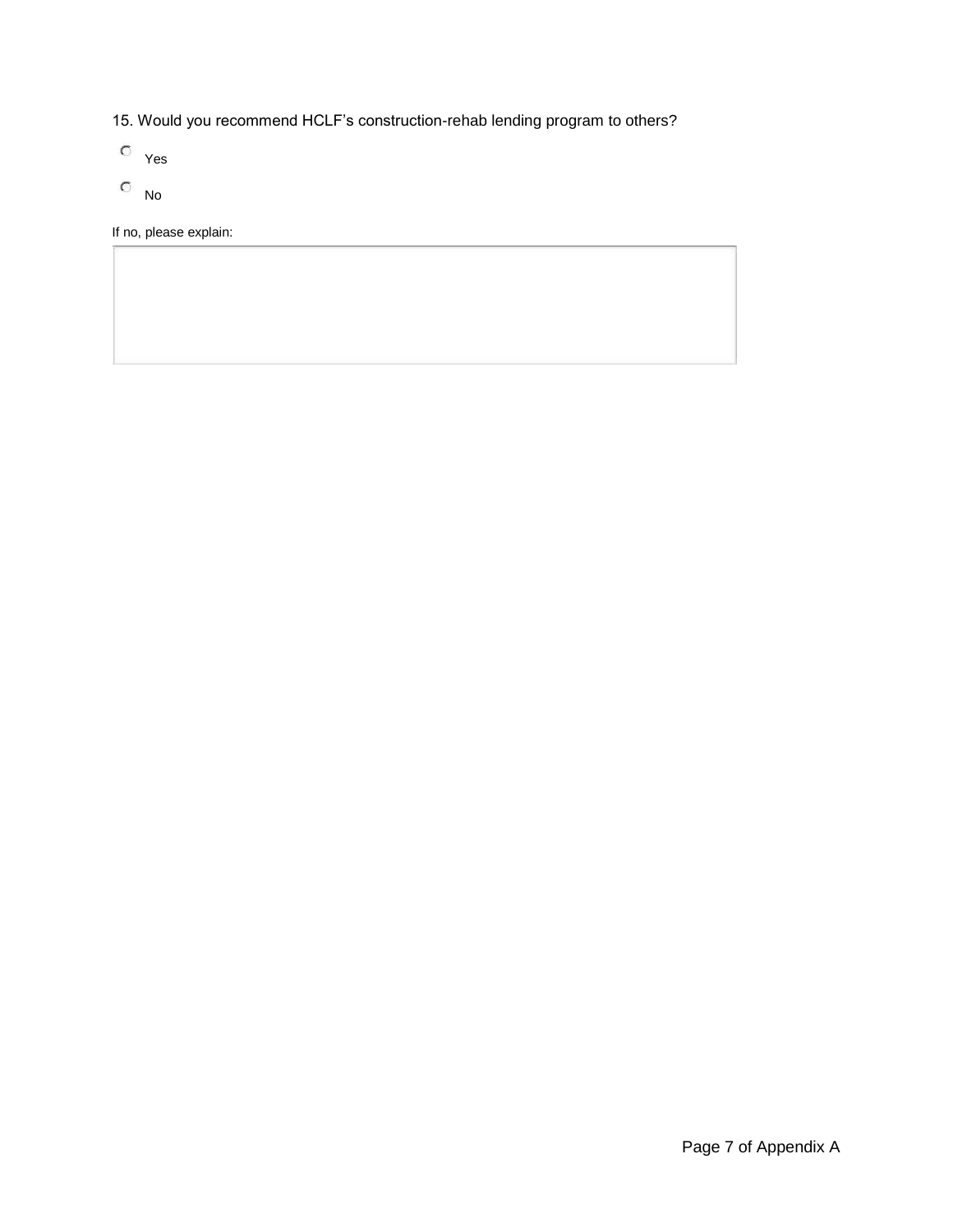15. Would you recommend HCLF's construction-rehab lending program to others?

- ○ Yes
- ○ No

If no, please explain: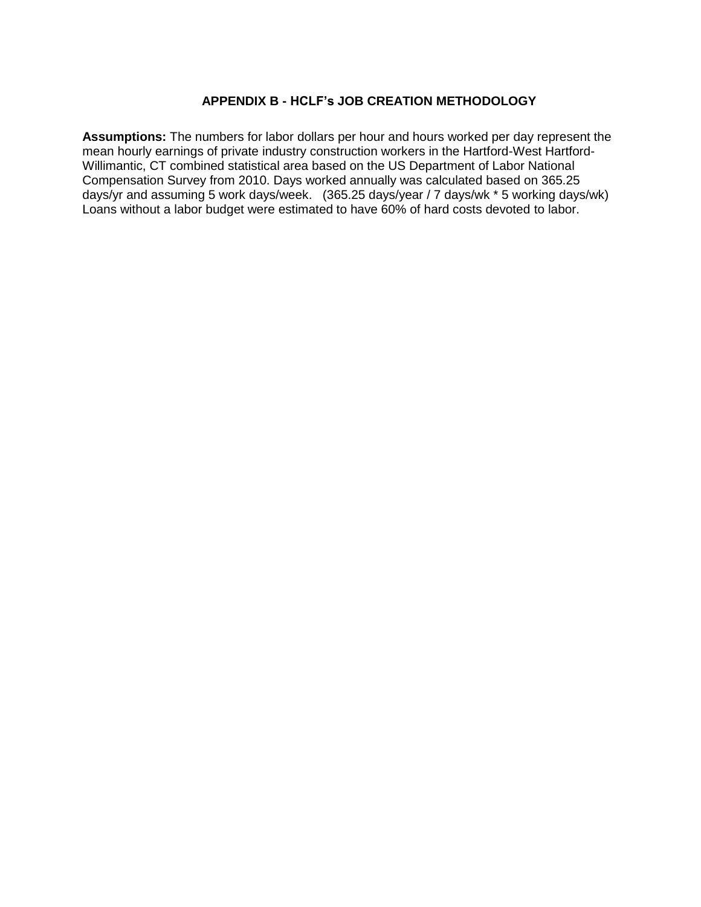## APPENDIX B - HCLF's JOB CREATION METHODOLOGY

**Assumptions:** The numbers for labor dollars per hour and hours worked per day represent the mean hourly earnings of private industry construction workers in the Hartford-West Hartford-Willimantic, CT combined statistical area based on the US Department of Labor National Compensation Survey from 2010. Days worked annually was calculated based on 365.25 days/yr and assuming 5 work days/week. (365.25 days/year / 7 days/wk * 5 working days/wk) Loans without a labor budget were estimated to have 60% of hard costs devoted to labor.